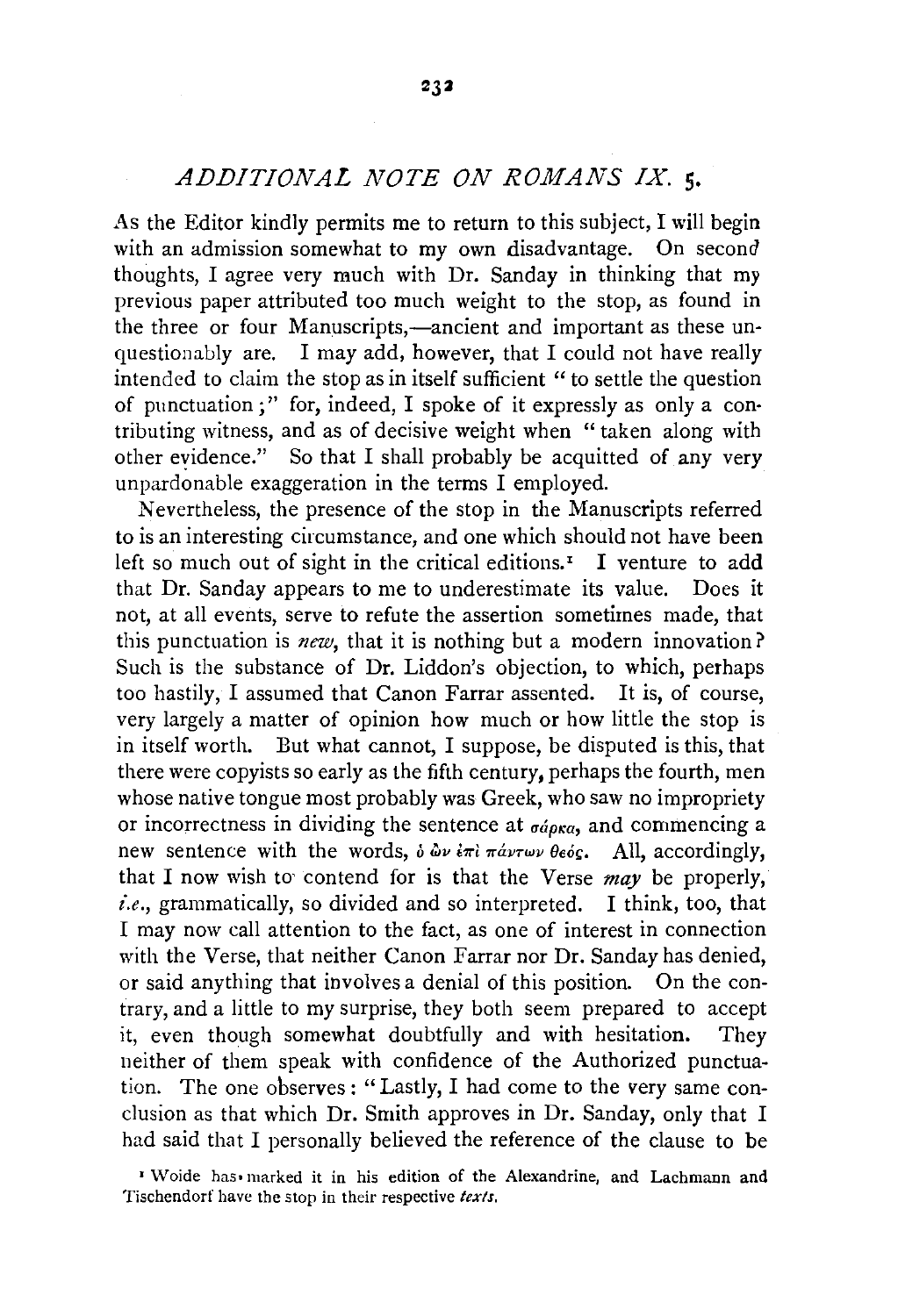## *ADDITIONAL NOTE ON ROMANS IX.* 5.

As the Editor kindly permits me to return to this subject, I will begin with an admission somewhat to my own disadvantage. On second thoughts, I agree very much with Dr. Sanday in thinking that my previous paper attributed too much weight to the stop, as found in the three or four Manuscripts,—ancient and important as these unquestionably are. I may add, however, that I could not have really intended to claim the stop as in itself sufficient "to settle the question of punctuation;" for, indeed, I spoke of it expressly as only a contributing witness, and as of decisive weight when "taken along with other evidence." So that I shall probably be acquitted of any very unpardonable exaggeration in the terms I employed.

Nevertheless, the presence of the stop in the Manuscripts referred to is an interesting circumstance, and one which should not have been left so much out of sight in the critical editions.[1] I venture to add that Dr. Sanday appears to me to underestimate its value. Does it not, at all events, serve to refute the assertion sometimes made, that this punctuation is *new*, that it is nothing but a modern innovation? Such is the substance of Dr. Liddon's objection, to which, perhaps too hastily, I assumed that Canon Farrar assented. It is, of course, very largely a matter of opinion how much or how little the stop is in itself worth. But what cannot, I suppose, be disputed is this, that there were copyists so early as the fifth century, perhaps the fourth, men whose native tongue most probably was Greek, who saw no impropriety or incorrectness in dividing the sentence at σάρκα, and commencing a new sentence with the words, ὁ ὢν ἐπὶ πάντων θεός. All, accordingly, that I now wish to contend for is that the Verse *may* be properly, *i.e.*, grammatically, so divided and so interpreted. I think, too, that I may now call attention to the fact, as one of interest in connection with the Verse, that neither Canon Farrar nor Dr. Sanday has denied, or said anything that involves a denial of this position. On the contrary, and a little to my surprise, they both seem prepared to accept it, even though somewhat doubtfully and with hesitation. They neither of them speak with confidence of the Authorized punctuation. The one observes: "Lastly, I had come to the very same conclusion as that which Dr. Smith approves in Dr. Sanday, only that I had said that I personally believed the reference of the clause to be

[1] Woide has marked it in his edition of the Alexandrine, and Lachmann and Tischendorf have the stop in their respective *texts*.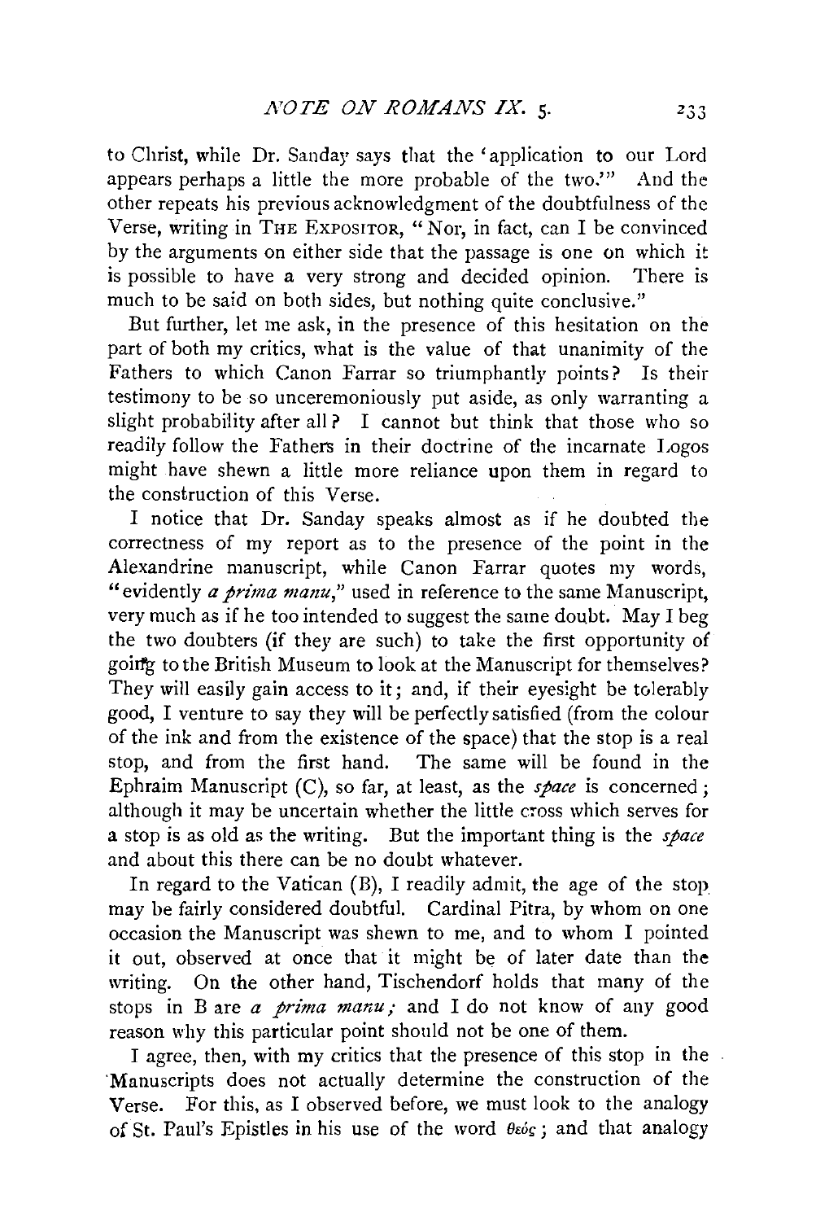to Christ, while Dr. Sanday says that the 'application to our Lord appears perhaps a little the more probable of the two.'" And the other repeats his previous acknowledgment of the doubtfulness of the Verse, writing in THE EXPOSITOR, "Nor, in fact, can I be convinced by the arguments on either side that the passage is one on which it is possible to have a very strong and decided opinion. There is much to be said on both sides, but nothing quite conclusive."

But further, let me ask, in the presence of this hesitation on the part of both my critics, what is the value of that unanimity of the Fathers to which Canon Farrar so triumphantly points? Is their testimony to be so unceremoniously put aside, as only warranting a slight probability after all? I cannot but think that those who so readily follow the Fathers in their doctrine of the incarnate Logos might have shewn a little more reliance upon them in regard to the construction of this Verse.

I notice that Dr. Sanday speaks almost as if he doubted the correctness of my report as to the presence of the point in the Alexandrine manuscript, while Canon Farrar quotes my words, "evidently *a prima manu*," used in reference to the same Manuscript, very much as if he too intended to suggest the same doubt. May I beg the two doubters (if they are such) to take the first opportunity of going to the British Museum to look at the Manuscript for themselves? They will easily gain access to it; and, if their eyesight be tolerably good, I venture to say they will be perfectly satisfied (from the colour of the ink and from the existence of the space) that the stop is a real stop, and from the first hand. The same will be found in the Ephraim Manuscript (C), so far, at least, as the *space* is concerned; although it may be uncertain whether the little cross which serves for a stop is as old as the writing. But the important thing is the *space* and about this there can be no doubt whatever.

In regard to the Vatican (B), I readily admit, the age of the stop may be fairly considered doubtful. Cardinal Pitra, by whom on one occasion the Manuscript was shewn to me, and to whom I pointed it out, observed at once that it might be of later date than the writing. On the other hand, Tischendorf holds that many of the stops in B are *a prima manu;* and I do not know of any good reason why this particular point should not be one of them.

I agree, then, with my critics that the presence of this stop in the Manuscripts does not actually determine the construction of the Verse. For this, as I observed before, we must look to the analogy of St. Paul's Epistles in his use of the word θεός; and that analogy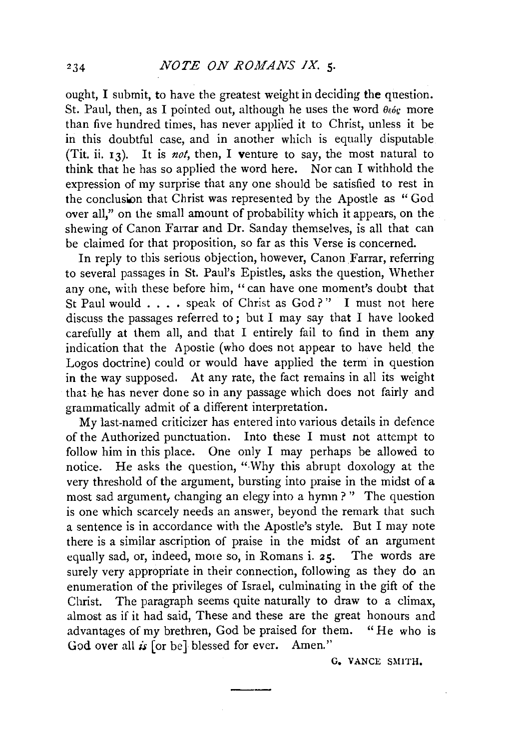ought, I submit, to have the greatest weight in deciding the question. St. Paul, then, as I pointed out, although he uses the word θεός more than five hundred times, has never applied it to Christ, unless it be in this doubtful case, and in another which is equally disputable (Tit. ii. 13). It is *not*, then, I venture to say, the most natural to think that he has so applied the word here. Nor can I withhold the expression of my surprise that any one should be satisfied to rest in the conclusion that Christ was represented by the Apostle as "God over all," on the small amount of probability which it appears, on the shewing of Canon Farrar and Dr. Sanday themselves, is all that can be claimed for that proposition, so far as this Verse is concerned.

In reply to this serious objection, however, Canon Farrar, referring to several passages in St. Paul's Epistles, asks the question, Whether any one, with these before him, "can have one moment's doubt that St Paul would . . . . speak of Christ as God?" I must not here discuss the passages referred to; but I may say that I have looked carefully at them all, and that I entirely fail to find in them any indication that the Apostle (who does not appear to have held the Logos doctrine) could or would have applied the term in question in the way supposed. At any rate, the fact remains in all its weight that he has never done so in any passage which does not fairly and grammatically admit of a different interpretation.

My last-named criticizer has entered into various details in defence of the Authorized punctuation. Into these I must not attempt to follow him in this place. One only I may perhaps be allowed to notice. He asks the question, "Why this abrupt doxology at the very threshold of the argument, bursting into praise in the midst of a most sad argument, changing an elegy into a hymn?" The question is one which scarcely needs an answer, beyond the remark that such a sentence is in accordance with the Apostle's style. But I may note there is a similar ascription of praise in the midst of an argument equally sad, or, indeed, more so, in Romans i. 25. The words are surely very appropriate in their connection, following as they do an enumeration of the privileges of Israel, culminating in the gift of the Christ. The paragraph seems quite naturally to draw to a climax, almost as if it had said, These and these are the great honours and advantages of my brethren, God be praised for them. "He who is God over all *is* [or be] blessed for ever. Amen."

G. VANCE SMITH.